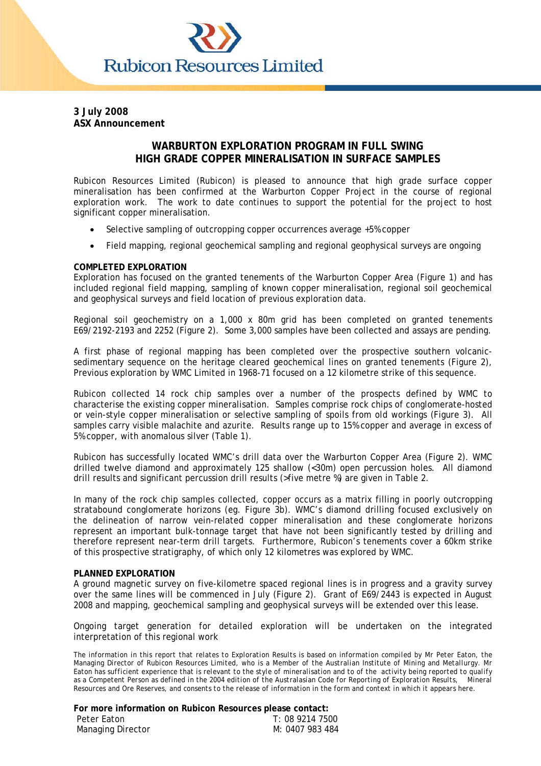# Rubicon Resources Limited

**3 July 2008**
**ASX Announcement**

## WARBURTON EXPLORATION PROGRAM IN FULL SWING
## HIGH GRADE COPPER MINERALISATION IN SURFACE SAMPLES

Rubicon Resources Limited (Rubicon) is pleased to announce that high grade surface copper mineralisation has been confirmed at the Warburton Copper Project in the course of regional exploration work. The work to date continues to support the potential for the project to host significant copper mineralisation.

- Selective sampling of outcropping copper occurrences average +5% copper
- Field mapping, regional geochemical sampling and regional geophysical surveys are ongoing

**COMPLETED EXPLORATION**
Exploration has focused on the granted tenements of the Warburton Copper Area (Figure 1) and has included regional field mapping, sampling of known copper mineralisation, regional soil geochemical and geophysical surveys and field location of previous exploration data.

Regional soil geochemistry on a 1,000 x 80m grid has been completed on granted tenements E69/2192-2193 and 2252 (Figure 2). Some 3,000 samples have been collected and assays are pending.

A first phase of regional mapping has been completed over the prospective southern volcanic-sedimentary sequence on the heritage cleared geochemical lines on granted tenements (Figure 2), Previous exploration by WMC Limited in 1968-71 focused on a 12 kilometre strike of this sequence.

Rubicon collected 14 rock chip samples over a number of the prospects defined by WMC to characterise the existing copper mineralisation. Samples comprise rock chips of conglomerate-hosted or vein-style copper mineralisation or selective sampling of spoils from old workings (Figure 3). All samples carry visible malachite and azurite. Results range up to 15% copper and average in excess of 5% copper, with anomalous silver (Table 1).

Rubicon has successfully located WMC's drill data over the Warburton Copper Area (Figure 2). WMC drilled twelve diamond and approximately 125 shallow (<30m) open percussion holes. All diamond drill results and significant percussion drill results (>five metre %) are given in Table 2.

In many of the rock chip samples collected, copper occurs as a matrix filling in poorly outcropping stratabound conglomerate horizons (eg. Figure 3b). WMC's diamond drilling focused exclusively on the delineation of narrow vein-related copper mineralisation and these conglomerate horizons represent an important bulk-tonnage target that have not been significantly tested by drilling and therefore represent near-term drill targets. Furthermore, Rubicon's tenements cover a 60km strike of this prospective stratigraphy, of which only 12 kilometres was explored by WMC.

**PLANNED EXPLORATION**
A ground magnetic survey on five-kilometre spaced regional lines is in progress and a gravity survey over the same lines will be commenced in July (Figure 2). Grant of E69/2443 is expected in August 2008 and mapping, geochemical sampling and geophysical surveys will be extended over this lease.

Ongoing target generation for detailed exploration will be undertaken on the integrated interpretation of this regional work

The information in this report that relates to Exploration Results is based on information compiled by Mr Peter Eaton, the Managing Director of Rubicon Resources Limited, who is a Member of the Australian Institute of Mining and Metallurgy. Mr Eaton has sufficient experience that is relevant to the style of mineralisation and to of the activity being reported to qualify as a Competent Person as defined in the 2004 edition of the Australasian Code for Reporting of Exploration Results, Mineral Resources and Ore Reserves, and consents to the release of information in the form and context in which it appears here.

**For more information on Rubicon Resources please contact:**

| | |
|---|---|
| Peter Eaton | T: 08 9214 7500 |
| Managing Director | M: 0407 983 484 |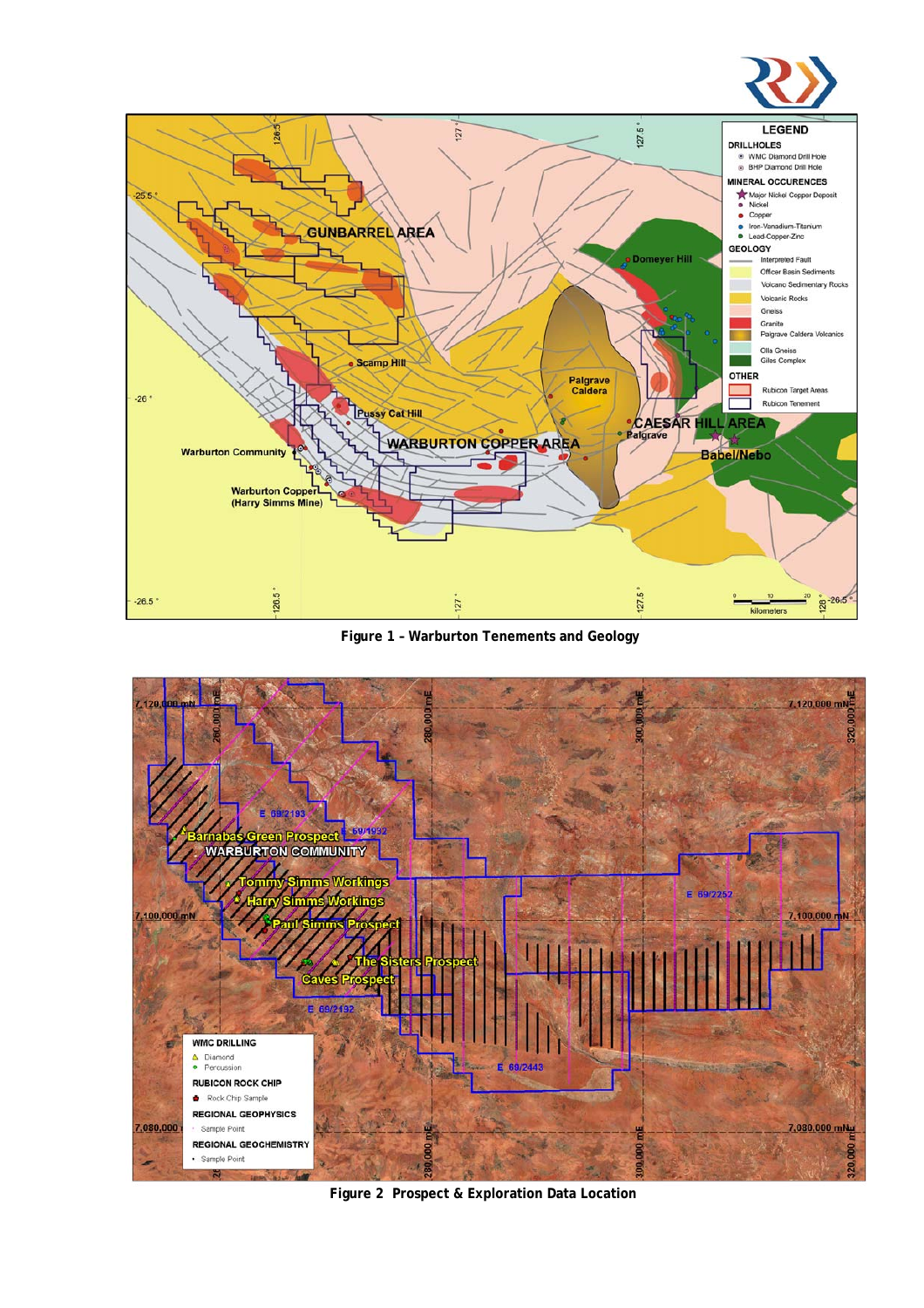**Figure 1 – Warburton Tenements and Geology**

**Figure 2 Prospect & Exploration Data Location**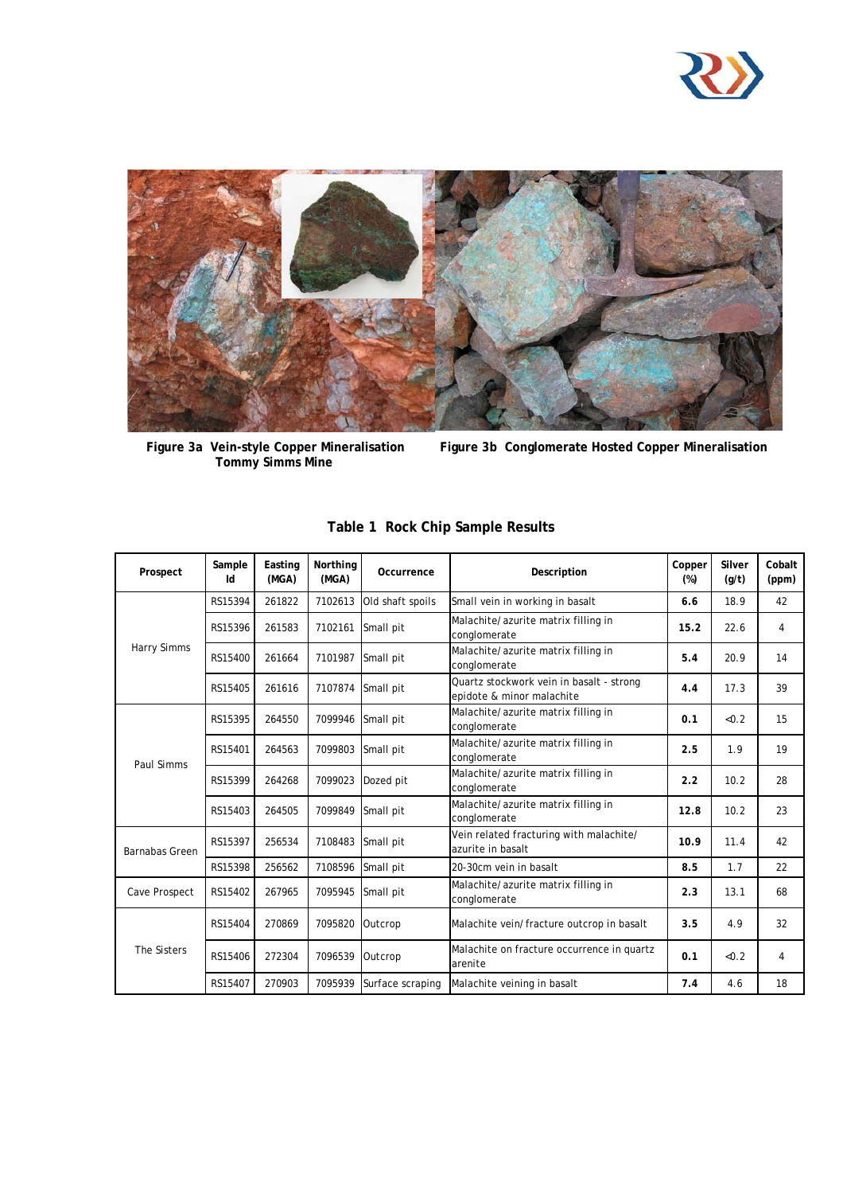**Figure 3a Vein-style Copper Mineralisation Tommy Simms Mine**

**Figure 3b Conglomerate Hosted Copper Mineralisation**

## Table 1 Rock Chip Sample Results

| Prospect | Sample Id | Easting (MGA) | Northing (MGA) | Occurrence | Description | Copper (%) | Silver (g/t) | Cobalt (ppm) |
|---|---|---|---|---|---|---|---|---|
| Harry Simms | RS15394 | 261822 | 7102613 | Old shaft spoils | Small vein in working in basalt | **6.6** | 18.9 | 42 |
| | RS15396 | 261583 | 7102161 | Small pit | Malachite/azurite matrix filling in conglomerate | **15.2** | 22.6 | 4 |
| | RS15400 | 261664 | 7101987 | Small pit | Malachite/azurite matrix filling in conglomerate | **5.4** | 20.9 | 14 |
| | RS15405 | 261616 | 7107874 | Small pit | Quartz stockwork vein in basalt - strong epidote & minor malachite | **4.4** | 17.3 | 39 |
| Paul Simms | RS15395 | 264550 | 7099946 | Small pit | Malachite/azurite matrix filling in conglomerate | **0.1** | <0.2 | 15 |
| | RS15401 | 264563 | 7099803 | Small pit | Malachite/azurite matrix filling in conglomerate | **2.5** | 1.9 | 19 |
| | RS15399 | 264268 | 7099023 | Dozed pit | Malachite/azurite matrix filling in conglomerate | **2.2** | 10.2 | 28 |
| | RS15403 | 264505 | 7099849 | Small pit | Malachite/azurite matrix filling in conglomerate | **12.8** | 10.2 | 23 |
| Barnabas Green | RS15397 | 256534 | 7108483 | Small pit | Vein related fracturing with malachite/azurite in basalt | **10.9** | 11.4 | 42 |
| | RS15398 | 256562 | 7108596 | Small pit | 20-30cm vein in basalt | **8.5** | 1.7 | 22 |
| Cave Prospect | RS15402 | 267965 | 7095945 | Small pit | Malachite/azurite matrix filling in conglomerate | **2.3** | 13.1 | 68 |
| The Sisters | RS15404 | 270869 | 7095820 | Outcrop | Malachite vein/fracture outcrop in basalt | **3.5** | 4.9 | 32 |
| | RS15406 | 272304 | 7096539 | Outcrop | Malachite on fracture occurrence in quartz arenite | **0.1** | <0.2 | 4 |
| | RS15407 | 270903 | 7095939 | Surface scraping | Malachite veining in basalt | **7.4** | 4.6 | 18 |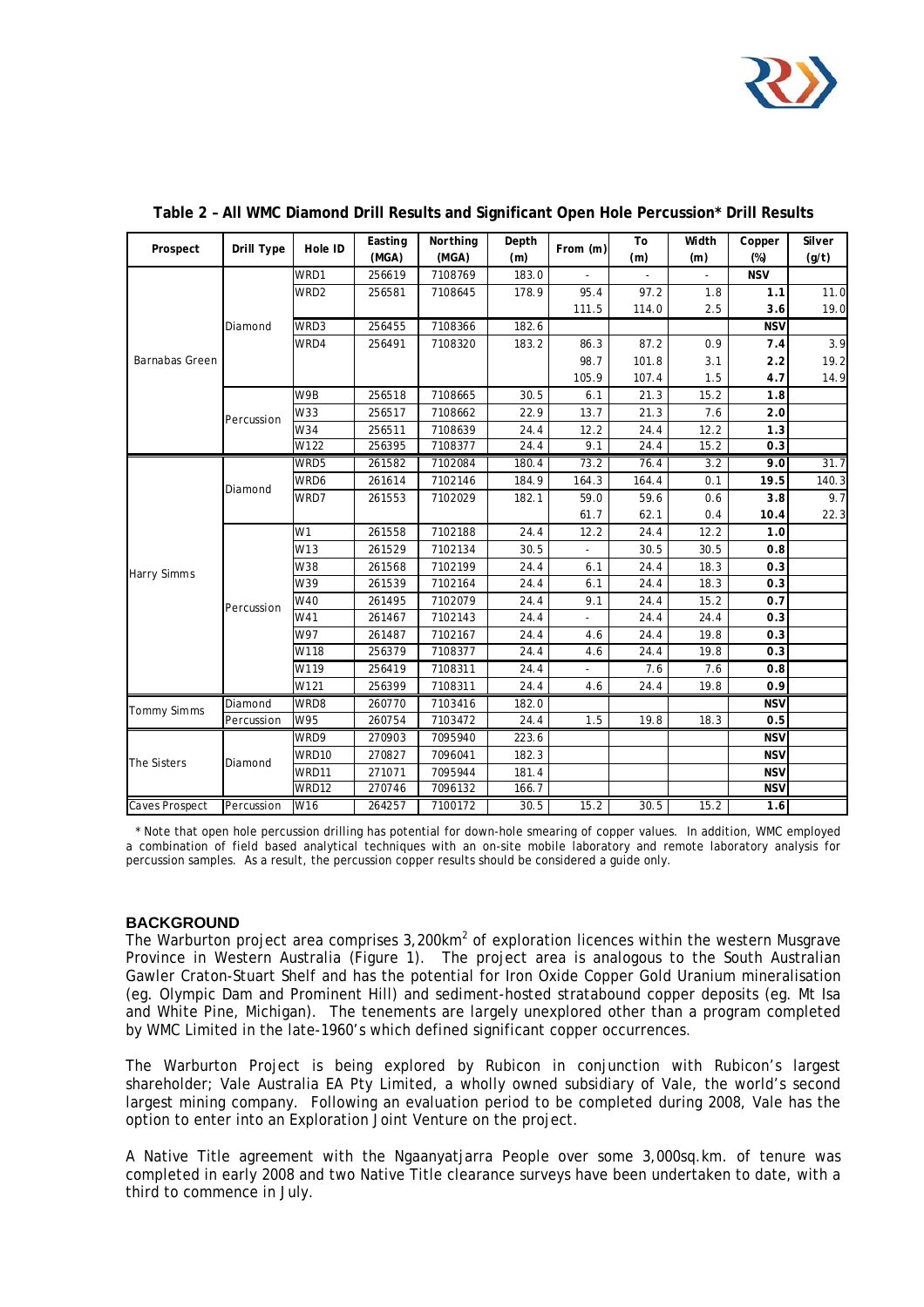**Table 2 – All WMC Diamond Drill Results and Significant Open Hole Percussion* Drill Results**

| Prospect | Drill Type | Hole ID | Easting (MGA) | Northing (MGA) | Depth (m) | From (m) | To (m) | Width (m) | Copper (%) | Silver (g/t) |
|---|---|---|---|---|---|---|---|---|---|---|
| Barnabas Green | Diamond | WRD1 | 256619 | 7108769 | 183.0 | - | - | - | NSV | |
| | | WRD2 | 256581 | 7108645 | 178.9 | 95.4 | 97.2 | 1.8 | 1.1 | 11.0 |
| | | | | | | 111.5 | 114.0 | 2.5 | 3.6 | 19.0 |
| | | WRD3 | 256455 | 7108366 | 182.6 | | | | NSV | |
| | | WRD4 | 256491 | 7108320 | 183.2 | 86.3 | 87.2 | 0.9 | 7.4 | 3.9 |
| | | | | | | 98.7 | 101.8 | 3.1 | 2.2 | 19.2 |
| | | | | | | 105.9 | 107.4 | 1.5 | 4.7 | 14.9 |
| | Percussion | W9B | 256518 | 7108665 | 30.5 | 6.1 | 21.3 | 15.2 | 1.8 | |
| | | W33 | 256517 | 7108662 | 22.9 | 13.7 | 21.3 | 7.6 | 2.0 | |
| | | W34 | 256511 | 7108639 | 24.4 | 12.2 | 24.4 | 12.2 | 1.3 | |
| | | W122 | 256395 | 7108377 | 24.4 | 9.1 | 24.4 | 15.2 | 0.3 | |
| Harry Simms | Diamond | WRD5 | 261582 | 7102084 | 180.4 | 73.2 | 76.4 | 3.2 | 9.0 | 31.7 |
| | | WRD6 | 261614 | 7102146 | 184.9 | 164.3 | 164.4 | 0.1 | 19.5 | 140.3 |
| | | WRD7 | 261553 | 7102029 | 182.1 | 59.0 | 59.6 | 0.6 | 3.8 | 9.7 |
| | | | | | | 61.7 | 62.1 | 0.4 | 10.4 | 22.3 |
| | Percussion | W1 | 261558 | 7102188 | 24.4 | 12.2 | 24.4 | 12.2 | 1.0 | |
| | | W13 | 261529 | 7102134 | 30.5 | - | 30.5 | 30.5 | 0.8 | |
| | | W38 | 261568 | 7102199 | 24.4 | 6.1 | 24.4 | 18.3 | 0.3 | |
| | | W39 | 261539 | 7102164 | 24.4 | 6.1 | 24.4 | 18.3 | 0.3 | |
| | | W40 | 261495 | 7102079 | 24.4 | 9.1 | 24.4 | 15.2 | 0.7 | |
| | | W41 | 261467 | 7102143 | 24.4 | - | 24.4 | 24.4 | 0.3 | |
| | | W97 | 261487 | 7102167 | 24.4 | 4.6 | 24.4 | 19.8 | 0.3 | |
| | | W118 | 256379 | 7108377 | 24.4 | 4.6 | 24.4 | 19.8 | 0.3 | |
| | | W119 | 256419 | 7108311 | 24.4 | - | 7.6 | 7.6 | 0.8 | |
| | | W121 | 256399 | 7108311 | 24.4 | 4.6 | 24.4 | 19.8 | 0.9 | |
| Tommy Simms | Diamond | WRD8 | 260770 | 7103416 | 182.0 | | | | NSV | |
| | Percussion | W95 | 260754 | 7103472 | 24.4 | 1.5 | 19.8 | 18.3 | 0.5 | |
| The Sisters | Diamond | WRD9 | 270903 | 7095940 | 223.6 | | | | NSV | |
| | | WRD10 | 270827 | 7096041 | 182.3 | | | | NSV | |
| | | WRD11 | 271071 | 7095944 | 181.4 | | | | NSV | |
| | | WRD12 | 270746 | 7096132 | 166.7 | | | | NSV | |
| Caves Prospect | Percussion | W16 | 264257 | 7100172 | 30.5 | 15.2 | 30.5 | 15.2 | 1.6 | |

\* Note that open hole percussion drilling has potential for down-hole smearing of copper values. In addition, WMC employed a combination of field based analytical techniques with an on-site mobile laboratory and remote laboratory analysis for percussion samples. As a result, the percussion copper results should be considered a guide only.

## BACKGROUND

The Warburton project area comprises 3,200km$^2$ of exploration licences within the western Musgrave Province in Western Australia (Figure 1). The project area is analogous to the South Australian Gawler Craton-Stuart Shelf and has the potential for Iron Oxide Copper Gold Uranium mineralisation (eg. Olympic Dam and Prominent Hill) and sediment-hosted stratabound copper deposits (eg. Mt Isa and White Pine, Michigan). The tenements are largely unexplored other than a program completed by WMC Limited in the late-1960's which defined significant copper occurrences.

The Warburton Project is being explored by Rubicon in conjunction with Rubicon's largest shareholder; Vale Australia EA Pty Limited, a wholly owned subsidiary of Vale, the world's second largest mining company. Following an evaluation period to be completed during 2008, Vale has the option to enter into an Exploration Joint Venture on the project.

A Native Title agreement with the Ngaanyatjarra People over some 3,000sq.km. of tenure was completed in early 2008 and two Native Title clearance surveys have been undertaken to date, with a third to commence in July.